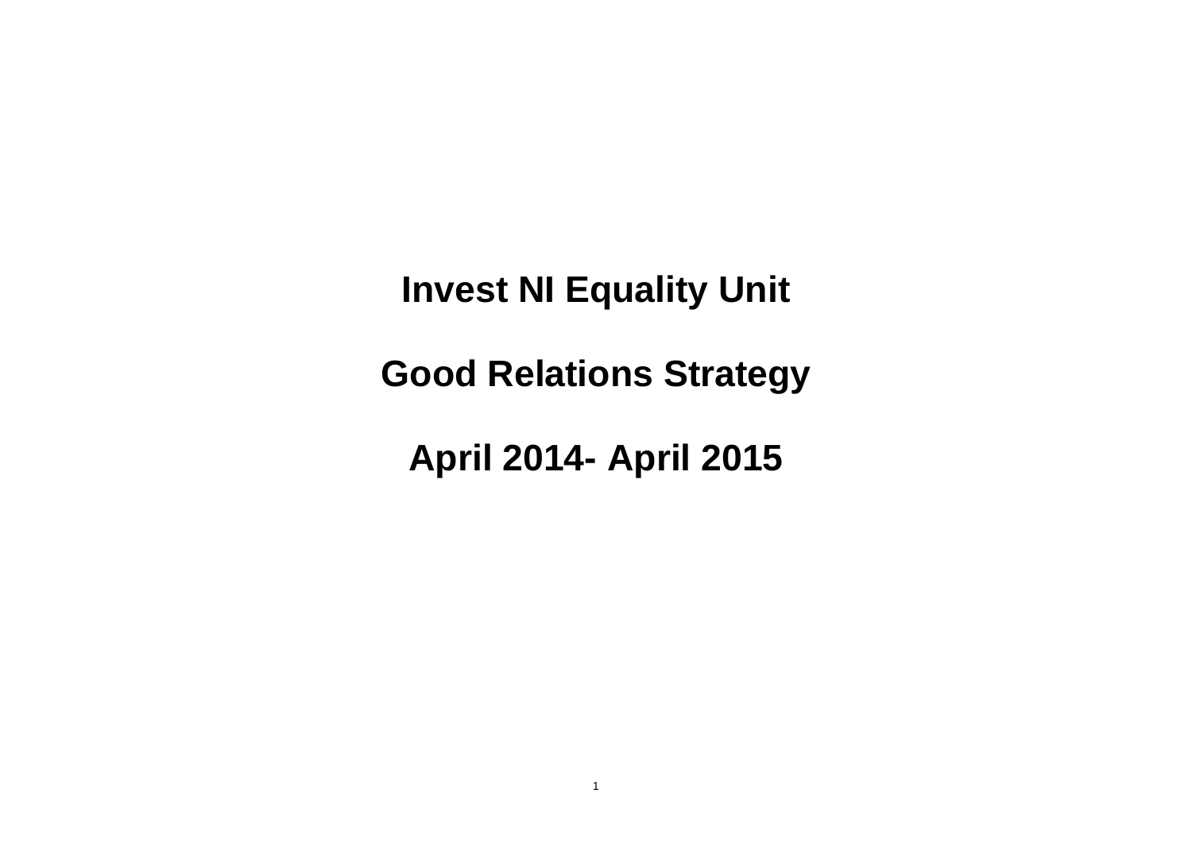# Invest NI Equality Unit

# Good Relations Strategy

# April 2014- April 2015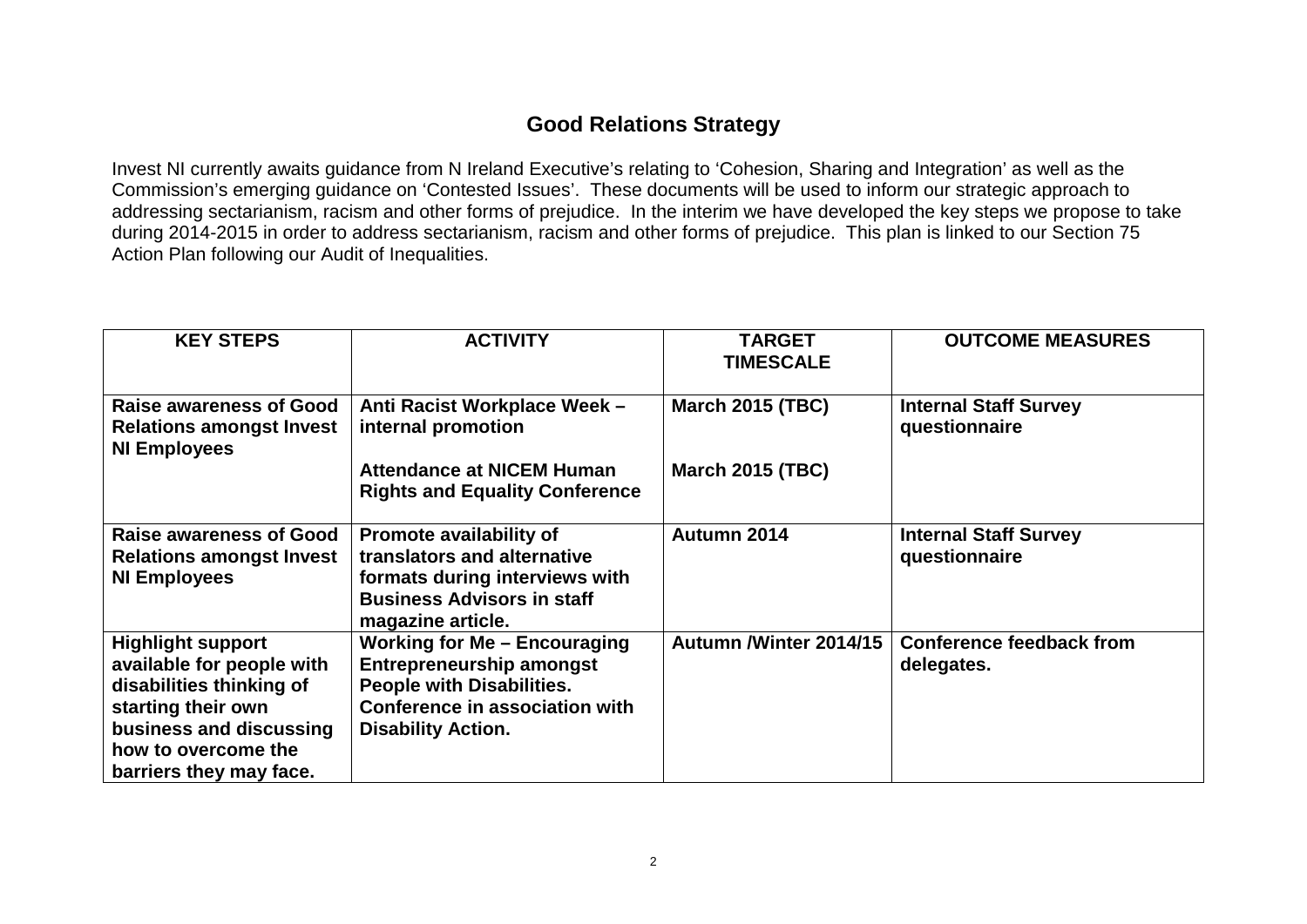## Good Relations Strategy

Invest NI currently awaits guidance from N Ireland Executive's relating to 'Cohesion, Sharing and Integration' as well as the Commission's emerging guidance on 'Contested Issues'. These documents will be used to inform our strategic approach to addressing sectarianism, racism and other forms of prejudice. In the interim we have developed the key steps we propose to take during 2014-2015 in order to address sectarianism, racism and other forms of prejudice. This plan is linked to our Section 75 Action Plan following our Audit of Inequalities.

| KEY STEPS | ACTIVITY | TARGET TIMESCALE | OUTCOME MEASURES |
|---|---|---|---|
| **Raise awareness of Good Relations amongst Invest NI Employees** | **Anti Racist Workplace Week – internal promotion**<br><br>**Attendance at NICEM Human Rights and Equality Conference** | **March 2015 (TBC)**<br><br>**March 2015 (TBC)** | **Internal Staff Survey questionnaire** |
| **Raise awareness of Good Relations amongst Invest NI Employees** | **Promote availability of translators and alternative formats during interviews with Business Advisors in staff magazine article.** | **Autumn 2014** | **Internal Staff Survey questionnaire** |
| **Highlight support available for people with disabilities thinking of starting their own business and discussing how to overcome the barriers they may face.** | **Working for Me – Encouraging Entrepreneurship amongst People with Disabilities. Conference in association with Disability Action.** | **Autumn /Winter 2014/15** | **Conference feedback from delegates.** |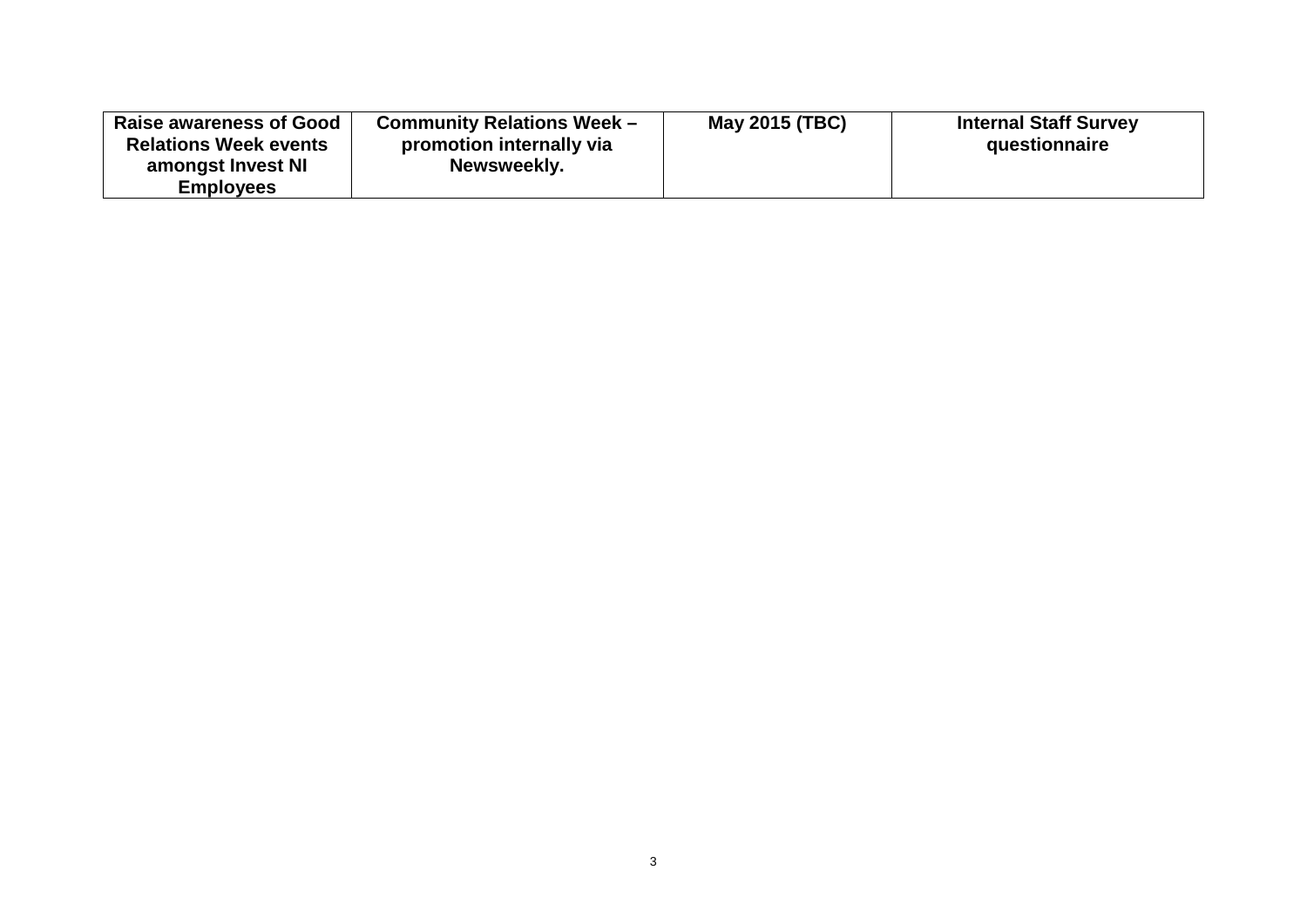| | | | |
|---|---|---|---|
| **Raise awareness of Good Relations Week events amongst Invest NI Employees** | **Community Relations Week – promotion internally via Newsweekly.** | **May 2015 (TBC)** | **Internal Staff Survey questionnaire** |